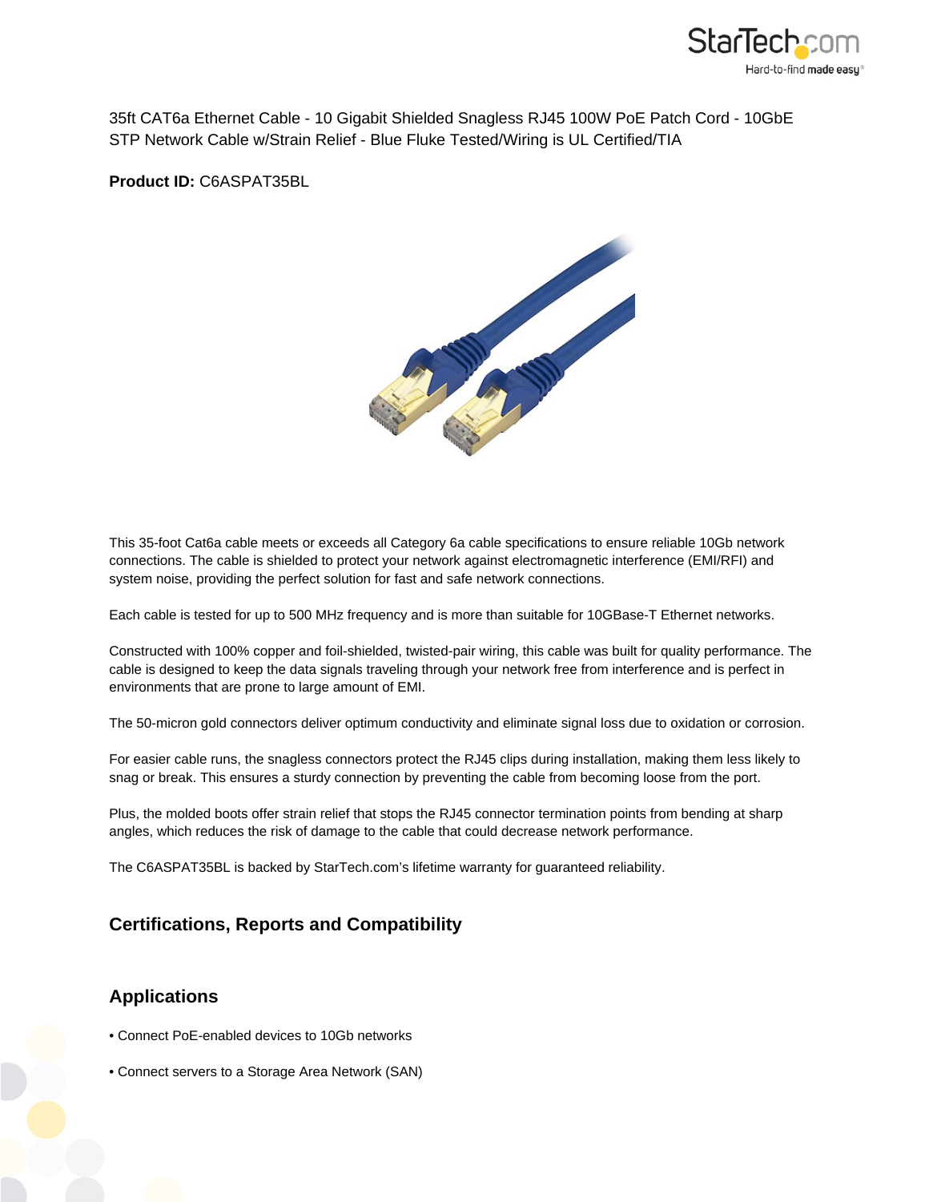35ft CAT6a Ethernet Cable - 10 Gigabit Shielded Snagless RJ45 100W PoE Patch Cord - 10GbE STP Network Cable w/Strain Relief - Blue Fluke Tested/Wiring is UL Certified/TIA

**Product ID:** C6ASPAT35BL

This 35-foot Cat6a cable meets or exceeds all Category 6a cable specifications to ensure reliable 10Gb network connections. The cable is shielded to protect your network against electromagnetic interference (EMI/RFI) and system noise, providing the perfect solution for fast and safe network connections.

Each cable is tested for up to 500 MHz frequency and is more than suitable for 10GBase-T Ethernet networks.

Constructed with 100% copper and foil-shielded, twisted-pair wiring, this cable was built for quality performance. The cable is designed to keep the data signals traveling through your network free from interference and is perfect in environments that are prone to large amount of EMI.

The 50-micron gold connectors deliver optimum conductivity and eliminate signal loss due to oxidation or corrosion.

For easier cable runs, the snagless connectors protect the RJ45 clips during installation, making them less likely to snag or break. This ensures a sturdy connection by preventing the cable from becoming loose from the port.

Plus, the molded boots offer strain relief that stops the RJ45 connector termination points from bending at sharp angles, which reduces the risk of damage to the cable that could decrease network performance.

The C6ASPAT35BL is backed by StarTech.com's lifetime warranty for guaranteed reliability.

## Certifications, Reports and Compatibility

## Applications

- Connect PoE-enabled devices to 10Gb networks
- Connect servers to a Storage Area Network (SAN)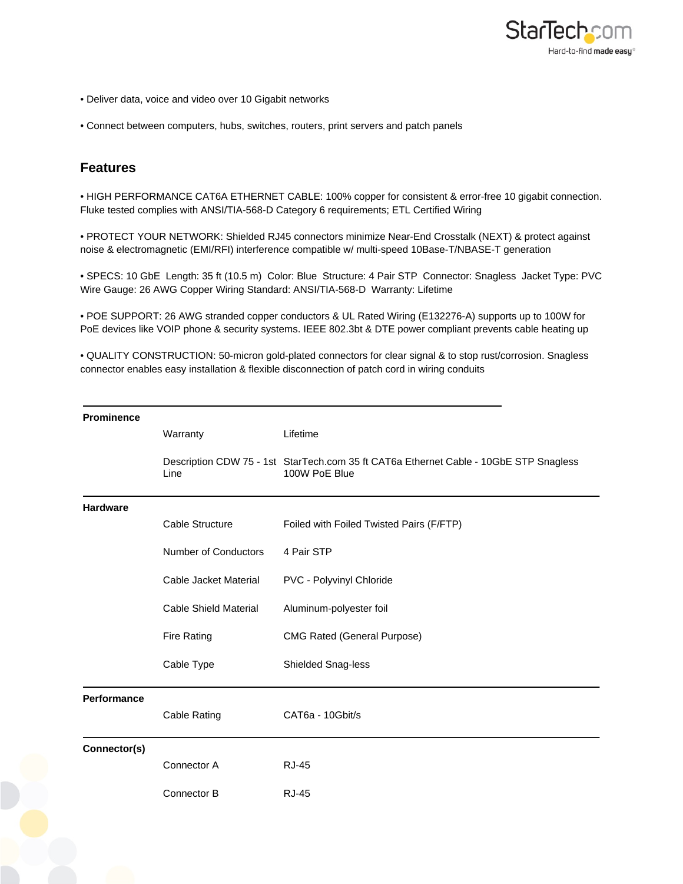• Deliver data, voice and video over 10 Gigabit networks

• Connect between computers, hubs, switches, routers, print servers and patch panels

## Features

• HIGH PERFORMANCE CAT6A ETHERNET CABLE: 100% copper for consistent & error-free 10 gigabit connection. Fluke tested complies with ANSI/TIA-568-D Category 6 requirements; ETL Certified Wiring

• PROTECT YOUR NETWORK: Shielded RJ45 connectors minimize Near-End Crosstalk (NEXT) & protect against noise & electromagnetic (EMI/RFI) interference compatible w/ multi-speed 10Base-T/NBASE-T generation

• SPECS: 10 GbE Length: 35 ft (10.5 m) Color: Blue Structure: 4 Pair STP Connector: Snagless Jacket Type: PVC Wire Gauge: 26 AWG Copper Wiring Standard: ANSI/TIA-568-D Warranty: Lifetime

• POE SUPPORT: 26 AWG stranded copper conductors & UL Rated Wiring (E132276-A) supports up to 100W for PoE devices like VOIP phone & security systems. IEEE 802.3bt & DTE power compliant prevents cable heating up

• QUALITY CONSTRUCTION: 50-micron gold-plated connectors for clear signal & to stop rust/corrosion. Snagless connector enables easy installation & flexible disconnection of patch cord in wiring conduits

| | | |
|---|---|---|
| **Prominence** | Warranty | Lifetime |
| | Description CDW 75 - 1st Line | StarTech.com 35 ft CAT6a Ethernet Cable - 10GbE STP Snagless 100W PoE Blue |
| **Hardware** | Cable Structure | Foiled with Foiled Twisted Pairs (F/FTP) |
| | Number of Conductors | 4 Pair STP |
| | Cable Jacket Material | PVC - Polyvinyl Chloride |
| | Cable Shield Material | Aluminum-polyester foil |
| | Fire Rating | CMG Rated (General Purpose) |
| | Cable Type | Shielded Snag-less |
| **Performance** | Cable Rating | CAT6a - 10Gbit/s |
| **Connector(s)** | Connector A | RJ-45 |
| | Connector B | RJ-45 |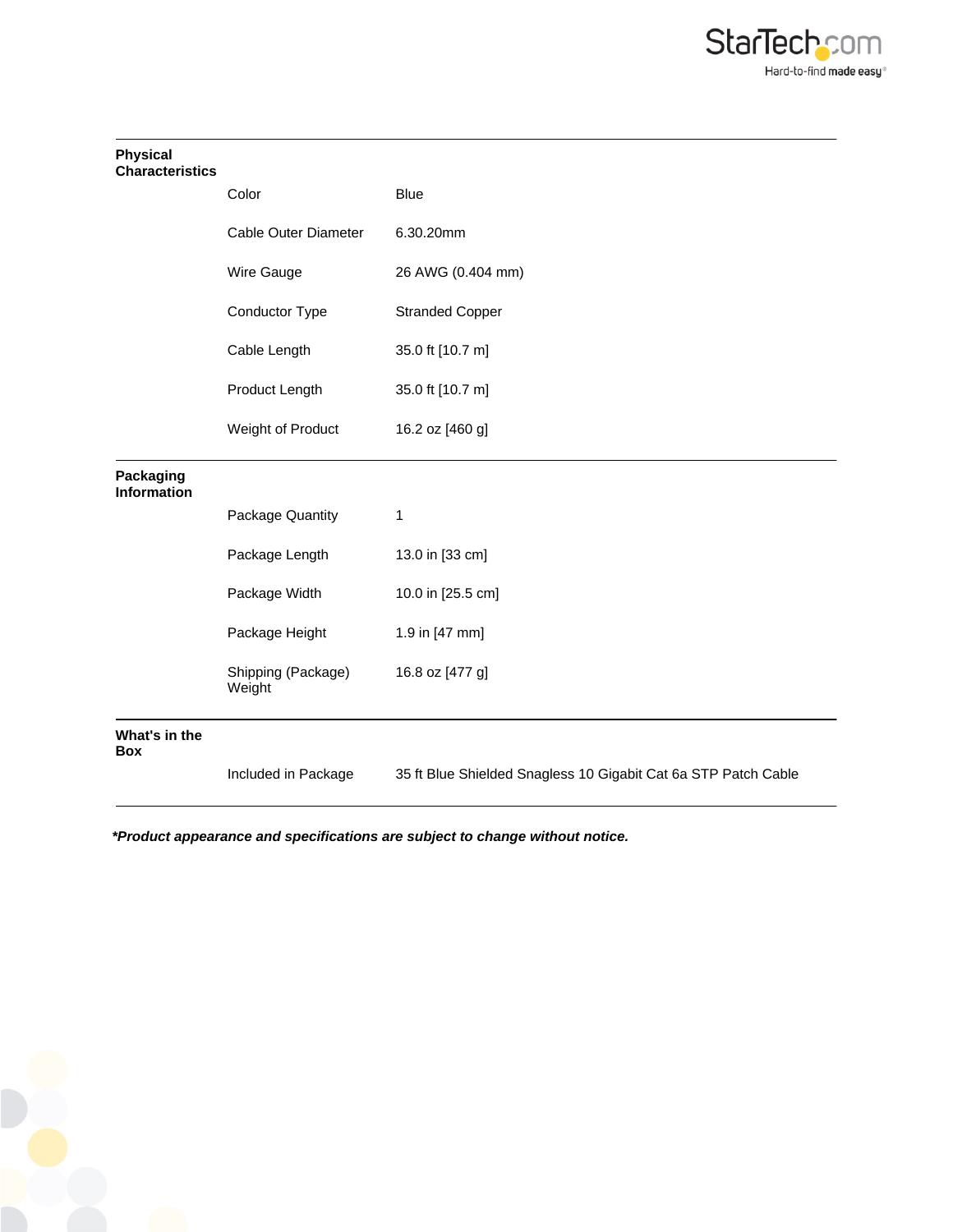| | | |
| --- | --- | --- |
| **Physical Characteristics** | | |
| | Color | Blue |
| | Cable Outer Diameter | 6.30.20mm |
| | Wire Gauge | 26 AWG (0.404 mm) |
| | Conductor Type | Stranded Copper |
| | Cable Length | 35.0 ft [10.7 m] |
| | Product Length | 35.0 ft [10.7 m] |
| | Weight of Product | 16.2 oz [460 g] |
| **Packaging Information** | | |
| | Package Quantity | 1 |
| | Package Length | 13.0 in [33 cm] |
| | Package Width | 10.0 in [25.5 cm] |
| | Package Height | 1.9 in [47 mm] |
| | Shipping (Package) Weight | 16.8 oz [477 g] |
| **What's in the Box** | | |
| | Included in Package | 35 ft Blue Shielded Snagless 10 Gigabit Cat 6a STP Patch Cable |

***Product appearance and specifications are subject to change without notice.***